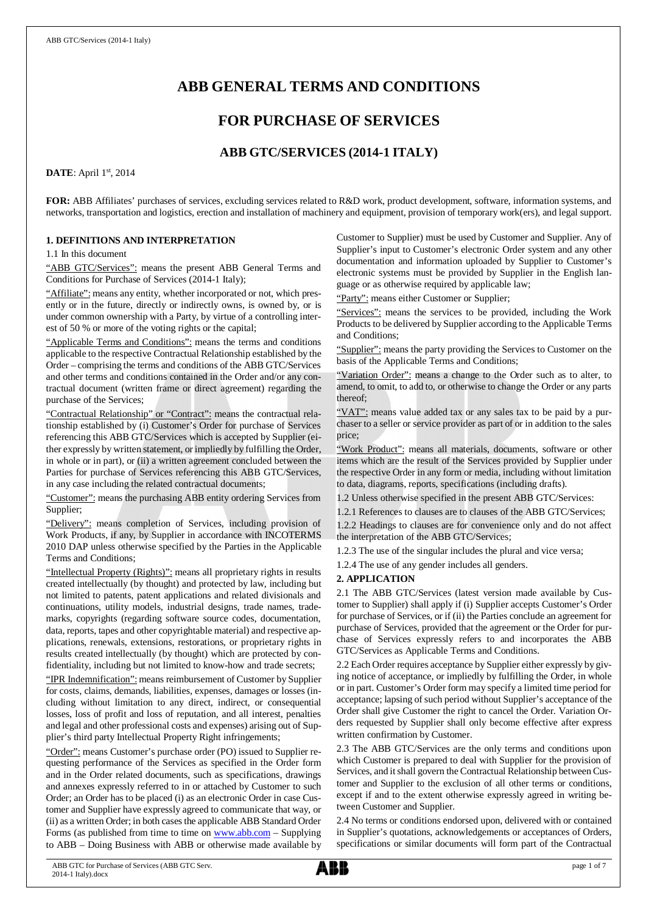# ABB GENERAL TERMS AND CONDITIONS

## FOR PURCHASE OF SERVICES

### ABB GTC/SERVICES (2014-1 ITALY)

**DATE**: April 1st, 2014

**FOR:** ABB Affiliates' purchases of services, excluding services related to R&D work, product development, software, information systems, and networks, transportation and logistics, erection and installation of machinery and equipment, provision of temporary work(ers), and legal support.

**1. DEFINITIONS AND INTERPRETATION**

1.1 In this document

"ABB GTC/Services": means the present ABB General Terms and Conditions for Purchase of Services (2014-1 Italy);

"Affiliate": means any entity, whether incorporated or not, which presently or in the future, directly or indirectly owns, is owned by, or is under common ownership with a Party, by virtue of a controlling interest of 50 % or more of the voting rights or the capital;

"Applicable Terms and Conditions": means the terms and conditions applicable to the respective Contractual Relationship established by the Order – comprising the terms and conditions of the ABB GTC/Services and other terms and conditions contained in the Order and/or any contractual document (written frame or direct agreement) regarding the purchase of the Services;

"Contractual Relationship" or "Contract": means the contractual relationship established by (i) Customer's Order for purchase of Services referencing this ABB GTC/Services which is accepted by Supplier (either expressly by written statement, or impliedly by fulfilling the Order, in whole or in part), or (ii) a written agreement concluded between the Parties for purchase of Services referencing this ABB GTC/Services, in any case including the related contractual documents;

"Customer": means the purchasing ABB entity ordering Services from Supplier;

"Delivery": means completion of Services, including provision of Work Products, if any, by Supplier in accordance with INCOTERMS 2010 DAP unless otherwise specified by the Parties in the Applicable Terms and Conditions;

"Intellectual Property (Rights)": means all proprietary rights in results created intellectually (by thought) and protected by law, including but not limited to patents, patent applications and related divisionals and continuations, utility models, industrial designs, trade names, trademarks, copyrights (regarding software source codes, documentation, data, reports, tapes and other copyrightable material) and respective applications, renewals, extensions, restorations, or proprietary rights in results created intellectually (by thought) which are protected by confidentiality, including but not limited to know-how and trade secrets;

"IPR Indemnification": means reimbursement of Customer by Supplier for costs, claims, demands, liabilities, expenses, damages or losses (including without limitation to any direct, indirect, or consequential losses, loss of profit and loss of reputation, and all interest, penalties and legal and other professional costs and expenses) arising out of Supplier's third party Intellectual Property Right infringements;

"Order": means Customer's purchase order (PO) issued to Supplier requesting performance of the Services as specified in the Order form and in the Order related documents, such as specifications, drawings and annexes expressly referred to in or attached by Customer to such Order; an Order has to be placed (i) as an electronic Order in case Customer and Supplier have expressly agreed to communicate that way, or (ii) as a written Order; in both cases the applicable ABB Standard Order Forms (as published from time to time on www.abb.com – Supplying to ABB – Doing Business with ABB or otherwise made available by Customer to Supplier) must be used by Customer and Supplier. Any of Supplier's input to Customer's electronic Order system and any other documentation and information uploaded by Supplier to Customer's electronic systems must be provided by Supplier in the English language or as otherwise required by applicable law;

"Party": means either Customer or Supplier;

"Services": means the services to be provided, including the Work Products to be delivered by Supplier according to the Applicable Terms and Conditions;

"Supplier": means the party providing the Services to Customer on the basis of the Applicable Terms and Conditions;

"Variation Order": means a change to the Order such as to alter, to amend, to omit, to add to, or otherwise to change the Order or any parts thereof;

"VAT": means value added tax or any sales tax to be paid by a purchaser to a seller or service provider as part of or in addition to the sales price;

"Work Product": means all materials, documents, software or other items which are the result of the Services provided by Supplier under the respective Order in any form or media, including without limitation to data, diagrams, reports, specifications (including drafts).

1.2 Unless otherwise specified in the present ABB GTC/Services:

1.2.1 References to clauses are to clauses of the ABB GTC/Services;

1.2.2 Headings to clauses are for convenience only and do not affect the interpretation of the ABB GTC/Services;

1.2.3 The use of the singular includes the plural and vice versa;

1.2.4 The use of any gender includes all genders.

**2. APPLICATION**

2.1 The ABB GTC/Services (latest version made available by Customer to Supplier) shall apply if (i) Supplier accepts Customer's Order for purchase of Services, or if (ii) the Parties conclude an agreement for purchase of Services, provided that the agreement or the Order for purchase of Services expressly refers to and incorporates the ABB GTC/Services as Applicable Terms and Conditions.

2.2 Each Order requires acceptance by Supplier either expressly by giving notice of acceptance, or impliedly by fulfilling the Order, in whole or in part. Customer's Order form may specify a limited time period for acceptance; lapsing of such period without Supplier's acceptance of the Order shall give Customer the right to cancel the Order. Variation Orders requested by Supplier shall only become effective after express written confirmation by Customer.

2.3 The ABB GTC/Services are the only terms and conditions upon which Customer is prepared to deal with Supplier for the provision of Services, and it shall govern the Contractual Relationship between Customer and Supplier to the exclusion of all other terms or conditions, except if and to the extent otherwise expressly agreed in writing between Customer and Supplier.

2.4 No terms or conditions endorsed upon, delivered with or contained in Supplier's quotations, acknowledgements or acceptances of Orders, specifications or similar documents will form part of the Contractual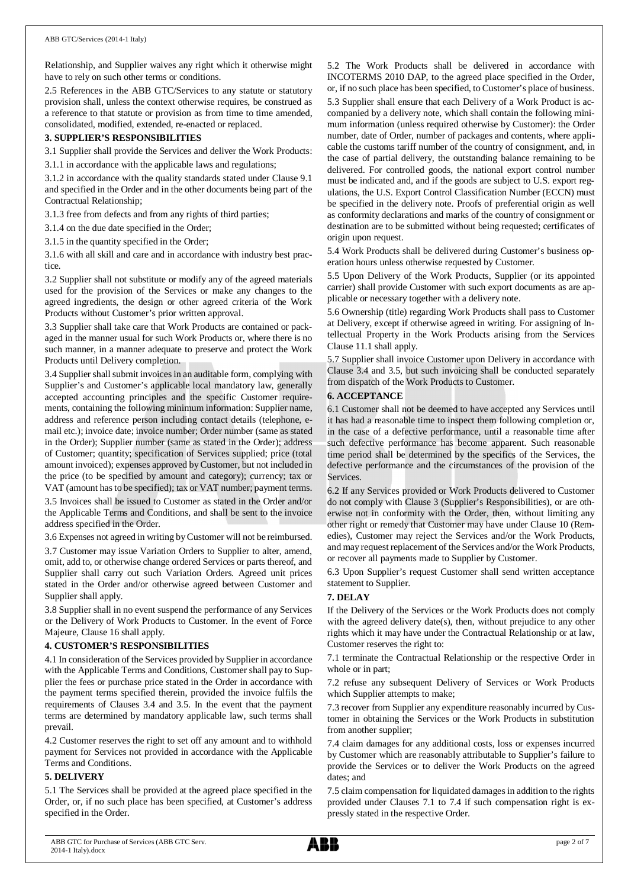Relationship, and Supplier waives any right which it otherwise might have to rely on such other terms or conditions.

2.5 References in the ABB GTC/Services to any statute or statutory provision shall, unless the context otherwise requires, be construed as a reference to that statute or provision as from time to time amended, consolidated, modified, extended, re-enacted or replaced.

## 3. SUPPLIER'S RESPONSIBILITIES

3.1 Supplier shall provide the Services and deliver the Work Products:

3.1.1 in accordance with the applicable laws and regulations;

3.1.2 in accordance with the quality standards stated under Clause 9.1 and specified in the Order and in the other documents being part of the Contractual Relationship;

3.1.3 free from defects and from any rights of third parties;

3.1.4 on the due date specified in the Order;

3.1.5 in the quantity specified in the Order;

3.1.6 with all skill and care and in accordance with industry best practice.

3.2 Supplier shall not substitute or modify any of the agreed materials used for the provision of the Services or make any changes to the agreed ingredients, the design or other agreed criteria of the Work Products without Customer's prior written approval.

3.3 Supplier shall take care that Work Products are contained or packaged in the manner usual for such Work Products or, where there is no such manner, in a manner adequate to preserve and protect the Work Products until Delivery completion.

3.4 Supplier shall submit invoices in an auditable form, complying with Supplier's and Customer's applicable local mandatory law, generally accepted accounting principles and the specific Customer requirements, containing the following minimum information: Supplier name, address and reference person including contact details (telephone, e-mail etc.); invoice date; invoice number; Order number (same as stated in the Order); Supplier number (same as stated in the Order); address of Customer; quantity; specification of Services supplied; price (total amount invoiced); expenses approved by Customer, but not included in the price (to be specified by amount and category); currency; tax or VAT (amount has to be specified); tax or VAT number; payment terms.

3.5 Invoices shall be issued to Customer as stated in the Order and/or the Applicable Terms and Conditions, and shall be sent to the invoice address specified in the Order.

3.6 Expenses not agreed in writing by Customer will not be reimbursed.

3.7 Customer may issue Variation Orders to Supplier to alter, amend, omit, add to, or otherwise change ordered Services or parts thereof, and Supplier shall carry out such Variation Orders. Agreed unit prices stated in the Order and/or otherwise agreed between Customer and Supplier shall apply.

3.8 Supplier shall in no event suspend the performance of any Services or the Delivery of Work Products to Customer. In the event of Force Majeure, Clause 16 shall apply.

## 4. CUSTOMER'S RESPONSIBILITIES

4.1 In consideration of the Services provided by Supplier in accordance with the Applicable Terms and Conditions, Customer shall pay to Supplier the fees or purchase price stated in the Order in accordance with the payment terms specified therein, provided the invoice fulfils the requirements of Clauses 3.4 and 3.5. In the event that the payment terms are determined by mandatory applicable law, such terms shall prevail.

4.2 Customer reserves the right to set off any amount and to withhold payment for Services not provided in accordance with the Applicable Terms and Conditions.

## 5. DELIVERY

5.1 The Services shall be provided at the agreed place specified in the Order, or, if no such place has been specified, at Customer's address specified in the Order.

5.2 The Work Products shall be delivered in accordance with INCOTERMS 2010 DAP, to the agreed place specified in the Order, or, if no such place has been specified, to Customer's place of business.

5.3 Supplier shall ensure that each Delivery of a Work Product is accompanied by a delivery note, which shall contain the following minimum information (unless required otherwise by Customer): the Order number, date of Order, number of packages and contents, where applicable the customs tariff number of the country of consignment, and, in the case of partial delivery, the outstanding balance remaining to be delivered. For controlled goods, the national export control number must be indicated and, and if the goods are subject to U.S. export regulations, the U.S. Export Control Classification Number (ECCN) must be specified in the delivery note. Proofs of preferential origin as well as conformity declarations and marks of the country of consignment or destination are to be submitted without being requested; certificates of origin upon request.

5.4 Work Products shall be delivered during Customer's business operation hours unless otherwise requested by Customer.

5.5 Upon Delivery of the Work Products, Supplier (or its appointed carrier) shall provide Customer with such export documents as are applicable or necessary together with a delivery note.

5.6 Ownership (title) regarding Work Products shall pass to Customer at Delivery, except if otherwise agreed in writing. For assigning of Intellectual Property in the Work Products arising from the Services Clause 11.1 shall apply.

5.7 Supplier shall invoice Customer upon Delivery in accordance with Clause 3.4 and 3.5, but such invoicing shall be conducted separately from dispatch of the Work Products to Customer.

## 6. ACCEPTANCE

6.1 Customer shall not be deemed to have accepted any Services until it has had a reasonable time to inspect them following completion or, in the case of a defective performance, until a reasonable time after such defective performance has become apparent. Such reasonable time period shall be determined by the specifics of the Services, the defective performance and the circumstances of the provision of the Services.

6.2 If any Services provided or Work Products delivered to Customer do not comply with Clause 3 (Supplier's Responsibilities), or are otherwise not in conformity with the Order, then, without limiting any other right or remedy that Customer may have under Clause 10 (Remedies), Customer may reject the Services and/or the Work Products, and may request replacement of the Services and/or the Work Products, or recover all payments made to Supplier by Customer.

6.3 Upon Supplier's request Customer shall send written acceptance statement to Supplier.

## 7. DELAY

If the Delivery of the Services or the Work Products does not comply with the agreed delivery date(s), then, without prejudice to any other rights which it may have under the Contractual Relationship or at law, Customer reserves the right to:

7.1 terminate the Contractual Relationship or the respective Order in whole or in part;

7.2 refuse any subsequent Delivery of Services or Work Products which Supplier attempts to make;

7.3 recover from Supplier any expenditure reasonably incurred by Customer in obtaining the Services or the Work Products in substitution from another supplier;

7.4 claim damages for any additional costs, loss or expenses incurred by Customer which are reasonably attributable to Supplier's failure to provide the Services or to deliver the Work Products on the agreed dates; and

7.5 claim compensation for liquidated damages in addition to the rights provided under Clauses 7.1 to 7.4 if such compensation right is expressly stated in the respective Order.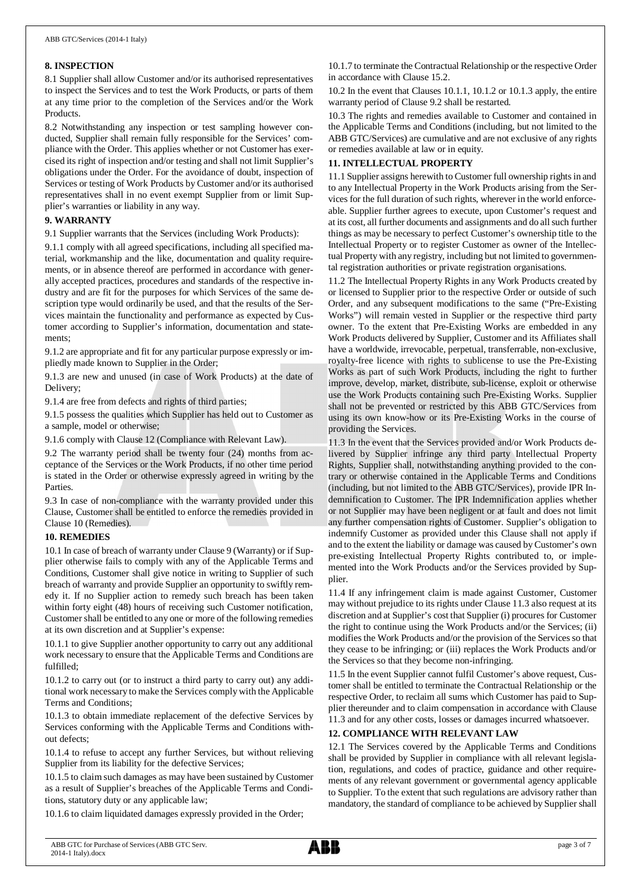## 8. INSPECTION

8.1 Supplier shall allow Customer and/or its authorised representatives to inspect the Services and to test the Work Products, or parts of them at any time prior to the completion of the Services and/or the Work Products.

8.2 Notwithstanding any inspection or test sampling however conducted, Supplier shall remain fully responsible for the Services' compliance with the Order. This applies whether or not Customer has exercised its right of inspection and/or testing and shall not limit Supplier's obligations under the Order. For the avoidance of doubt, inspection of Services or testing of Work Products by Customer and/or its authorised representatives shall in no event exempt Supplier from or limit Supplier's warranties or liability in any way.

## 9. WARRANTY

9.1 Supplier warrants that the Services (including Work Products):

9.1.1 comply with all agreed specifications, including all specified material, workmanship and the like, documentation and quality requirements, or in absence thereof are performed in accordance with generally accepted practices, procedures and standards of the respective industry and are fit for the purposes for which Services of the same description type would ordinarily be used, and that the results of the Services maintain the functionality and performance as expected by Customer according to Supplier's information, documentation and statements;

9.1.2 are appropriate and fit for any particular purpose expressly or impliedly made known to Supplier in the Order;

9.1.3 are new and unused (in case of Work Products) at the date of Delivery;

9.1.4 are free from defects and rights of third parties;

9.1.5 possess the qualities which Supplier has held out to Customer as a sample, model or otherwise;

9.1.6 comply with Clause 12 (Compliance with Relevant Law).

9.2 The warranty period shall be twenty four (24) months from acceptance of the Services or the Work Products, if no other time period is stated in the Order or otherwise expressly agreed in writing by the Parties.

9.3 In case of non-compliance with the warranty provided under this Clause, Customer shall be entitled to enforce the remedies provided in Clause 10 (Remedies).

## 10. REMEDIES

10.1 In case of breach of warranty under Clause 9 (Warranty) or if Supplier otherwise fails to comply with any of the Applicable Terms and Conditions, Customer shall give notice in writing to Supplier of such breach of warranty and provide Supplier an opportunity to swiftly remedy it. If no Supplier action to remedy such breach has been taken within forty eight (48) hours of receiving such Customer notification, Customer shall be entitled to any one or more of the following remedies at its own discretion and at Supplier's expense:

10.1.1 to give Supplier another opportunity to carry out any additional work necessary to ensure that the Applicable Terms and Conditions are fulfilled;

10.1.2 to carry out (or to instruct a third party to carry out) any additional work necessary to make the Services comply with the Applicable Terms and Conditions;

10.1.3 to obtain immediate replacement of the defective Services by Services conforming with the Applicable Terms and Conditions without defects;

10.1.4 to refuse to accept any further Services, but without relieving Supplier from its liability for the defective Services;

10.1.5 to claim such damages as may have been sustained by Customer as a result of Supplier's breaches of the Applicable Terms and Conditions, statutory duty or any applicable law;

10.1.6 to claim liquidated damages expressly provided in the Order;

10.1.7 to terminate the Contractual Relationship or the respective Order in accordance with Clause 15.2.

10.2 In the event that Clauses 10.1.1, 10.1.2 or 10.1.3 apply, the entire warranty period of Clause 9.2 shall be restarted.

10.3 The rights and remedies available to Customer and contained in the Applicable Terms and Conditions (including, but not limited to the ABB GTC/Services) are cumulative and are not exclusive of any rights or remedies available at law or in equity.

## 11. INTELLECTUAL PROPERTY

11.1 Supplier assigns herewith to Customer full ownership rights in and to any Intellectual Property in the Work Products arising from the Services for the full duration of such rights, wherever in the world enforceable. Supplier further agrees to execute, upon Customer's request and at its cost, all further documents and assignments and do all such further things as may be necessary to perfect Customer's ownership title to the Intellectual Property or to register Customer as owner of the Intellectual Property with any registry, including but not limited to governmental registration authorities or private registration organisations.

11.2 The Intellectual Property Rights in any Work Products created by or licensed to Supplier prior to the respective Order or outside of such Order, and any subsequent modifications to the same ("Pre-Existing Works") will remain vested in Supplier or the respective third party owner. To the extent that Pre-Existing Works are embedded in any Work Products delivered by Supplier, Customer and its Affiliates shall have a worldwide, irrevocable, perpetual, transferrable, non-exclusive, royalty-free licence with rights to sublicense to use the Pre-Existing Works as part of such Work Products, including the right to further improve, develop, market, distribute, sub-license, exploit or otherwise use the Work Products containing such Pre-Existing Works. Supplier shall not be prevented or restricted by this ABB GTC/Services from using its own know-how or its Pre-Existing Works in the course of providing the Services.

11.3 In the event that the Services provided and/or Work Products delivered by Supplier infringe any third party Intellectual Property Rights, Supplier shall, notwithstanding anything provided to the contrary or otherwise contained in the Applicable Terms and Conditions (including, but not limited to the ABB GTC/Services), provide IPR Indemnification to Customer. The IPR Indemnification applies whether or not Supplier may have been negligent or at fault and does not limit any further compensation rights of Customer. Supplier's obligation to indemnify Customer as provided under this Clause shall not apply if and to the extent the liability or damage was caused by Customer's own pre-existing Intellectual Property Rights contributed to, or implemented into the Work Products and/or the Services provided by Supplier.

11.4 If any infringement claim is made against Customer, Customer may without prejudice to its rights under Clause 11.3 also request at its discretion and at Supplier's cost that Supplier (i) procures for Customer the right to continue using the Work Products and/or the Services; (ii) modifies the Work Products and/or the provision of the Services so that they cease to be infringing; or (iii) replaces the Work Products and/or the Services so that they become non-infringing.

11.5 In the event Supplier cannot fulfil Customer's above request, Customer shall be entitled to terminate the Contractual Relationship or the respective Order, to reclaim all sums which Customer has paid to Supplier thereunder and to claim compensation in accordance with Clause 11.3 and for any other costs, losses or damages incurred whatsoever.

## 12. COMPLIANCE WITH RELEVANT LAW

12.1 The Services covered by the Applicable Terms and Conditions shall be provided by Supplier in compliance with all relevant legislation, regulations, and codes of practice, guidance and other requirements of any relevant government or governmental agency applicable to Supplier. To the extent that such regulations are advisory rather than mandatory, the standard of compliance to be achieved by Supplier shall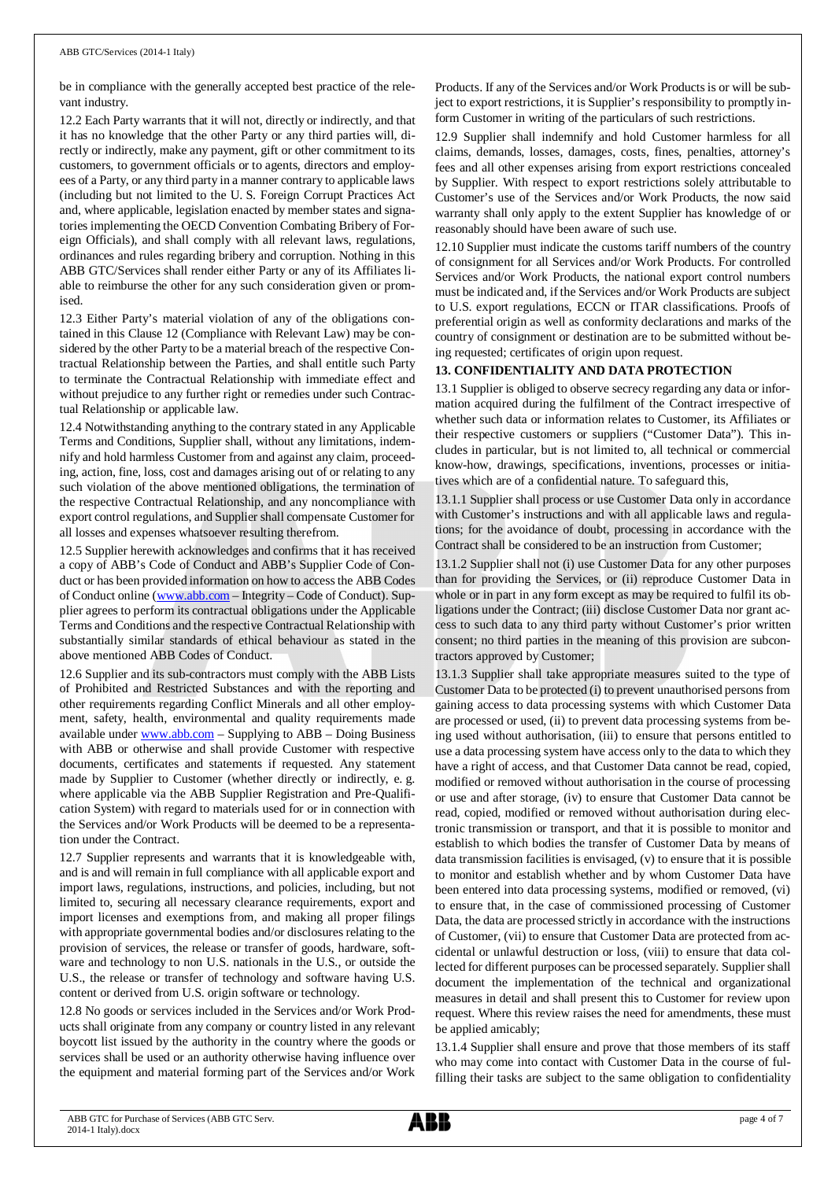be in compliance with the generally accepted best practice of the relevant industry.

12.2 Each Party warrants that it will not, directly or indirectly, and that it has no knowledge that the other Party or any third parties will, directly or indirectly, make any payment, gift or other commitment to its customers, to government officials or to agents, directors and employees of a Party, or any third party in a manner contrary to applicable laws (including but not limited to the U. S. Foreign Corrupt Practices Act and, where applicable, legislation enacted by member states and signatories implementing the OECD Convention Combating Bribery of Foreign Officials), and shall comply with all relevant laws, regulations, ordinances and rules regarding bribery and corruption. Nothing in this ABB GTC/Services shall render either Party or any of its Affiliates liable to reimburse the other for any such consideration given or promised.

12.3 Either Party's material violation of any of the obligations contained in this Clause 12 (Compliance with Relevant Law) may be considered by the other Party to be a material breach of the respective Contractual Relationship between the Parties, and shall entitle such Party to terminate the Contractual Relationship with immediate effect and without prejudice to any further right or remedies under such Contractual Relationship or applicable law.

12.4 Notwithstanding anything to the contrary stated in any Applicable Terms and Conditions, Supplier shall, without any limitations, indemnify and hold harmless Customer from and against any claim, proceeding, action, fine, loss, cost and damages arising out of or relating to any such violation of the above mentioned obligations, the termination of the respective Contractual Relationship, and any noncompliance with export control regulations, and Supplier shall compensate Customer for all losses and expenses whatsoever resulting therefrom.

12.5 Supplier herewith acknowledges and confirms that it has received a copy of ABB's Code of Conduct and ABB's Supplier Code of Conduct or has been provided information on how to access the ABB Codes of Conduct online (www.abb.com – Integrity – Code of Conduct). Supplier agrees to perform its contractual obligations under the Applicable Terms and Conditions and the respective Contractual Relationship with substantially similar standards of ethical behaviour as stated in the above mentioned ABB Codes of Conduct.

12.6 Supplier and its sub-contractors must comply with the ABB Lists of Prohibited and Restricted Substances and with the reporting and other requirements regarding Conflict Minerals and all other employment, safety, health, environmental and quality requirements made available under www.abb.com – Supplying to ABB – Doing Business with ABB or otherwise and shall provide Customer with respective documents, certificates and statements if requested. Any statement made by Supplier to Customer (whether directly or indirectly, e. g. where applicable via the ABB Supplier Registration and Pre-Qualification System) with regard to materials used for or in connection with the Services and/or Work Products will be deemed to be a representation under the Contract.

12.7 Supplier represents and warrants that it is knowledgeable with, and is and will remain in full compliance with all applicable export and import laws, regulations, instructions, and policies, including, but not limited to, securing all necessary clearance requirements, export and import licenses and exemptions from, and making all proper filings with appropriate governmental bodies and/or disclosures relating to the provision of services, the release or transfer of goods, hardware, software and technology to non U.S. nationals in the U.S., or outside the U.S., the release or transfer of technology and software having U.S. content or derived from U.S. origin software or technology.

12.8 No goods or services included in the Services and/or Work Products shall originate from any company or country listed in any relevant boycott list issued by the authority in the country where the goods or services shall be used or an authority otherwise having influence over the equipment and material forming part of the Services and/or Work Products. If any of the Services and/or Work Products is or will be subject to export restrictions, it is Supplier's responsibility to promptly inform Customer in writing of the particulars of such restrictions.

12.9 Supplier shall indemnify and hold Customer harmless for all claims, demands, losses, damages, costs, fines, penalties, attorney's fees and all other expenses arising from export restrictions concealed by Supplier. With respect to export restrictions solely attributable to Customer's use of the Services and/or Work Products, the now said warranty shall only apply to the extent Supplier has knowledge of or reasonably should have been aware of such use.

12.10 Supplier must indicate the customs tariff numbers of the country of consignment for all Services and/or Work Products. For controlled Services and/or Work Products, the national export control numbers must be indicated and, if the Services and/or Work Products are subject to U.S. export regulations, ECCN or ITAR classifications. Proofs of preferential origin as well as conformity declarations and marks of the country of consignment or destination are to be submitted without being requested; certificates of origin upon request.

## 13. CONFIDENTIALITY AND DATA PROTECTION

13.1 Supplier is obliged to observe secrecy regarding any data or information acquired during the fulfilment of the Contract irrespective of whether such data or information relates to Customer, its Affiliates or their respective customers or suppliers ("Customer Data"). This includes in particular, but is not limited to, all technical or commercial know-how, drawings, specifications, inventions, processes or initiatives which are of a confidential nature. To safeguard this,

13.1.1 Supplier shall process or use Customer Data only in accordance with Customer's instructions and with all applicable laws and regulations; for the avoidance of doubt, processing in accordance with the Contract shall be considered to be an instruction from Customer;

13.1.2 Supplier shall not (i) use Customer Data for any other purposes than for providing the Services, or (ii) reproduce Customer Data in whole or in part in any form except as may be required to fulfil its obligations under the Contract; (iii) disclose Customer Data nor grant access to such data to any third party without Customer's prior written consent; no third parties in the meaning of this provision are subcontractors approved by Customer;

13.1.3 Supplier shall take appropriate measures suited to the type of Customer Data to be protected (i) to prevent unauthorised persons from gaining access to data processing systems with which Customer Data are processed or used, (ii) to prevent data processing systems from being used without authorisation, (iii) to ensure that persons entitled to use a data processing system have access only to the data to which they have a right of access, and that Customer Data cannot be read, copied, modified or removed without authorisation in the course of processing or use and after storage, (iv) to ensure that Customer Data cannot be read, copied, modified or removed without authorisation during electronic transmission or transport, and that it is possible to monitor and establish to which bodies the transfer of Customer Data by means of data transmission facilities is envisaged, (v) to ensure that it is possible to monitor and establish whether and by whom Customer Data have been entered into data processing systems, modified or removed, (vi) to ensure that, in the case of commissioned processing of Customer Data, the data are processed strictly in accordance with the instructions of Customer, (vii) to ensure that Customer Data are protected from accidental or unlawful destruction or loss, (viii) to ensure that data collected for different purposes can be processed separately. Supplier shall document the implementation of the technical and organizational measures in detail and shall present this to Customer for review upon request. Where this review raises the need for amendments, these must be applied amicably;

13.1.4 Supplier shall ensure and prove that those members of its staff who may come into contact with Customer Data in the course of fulfilling their tasks are subject to the same obligation to confidentiality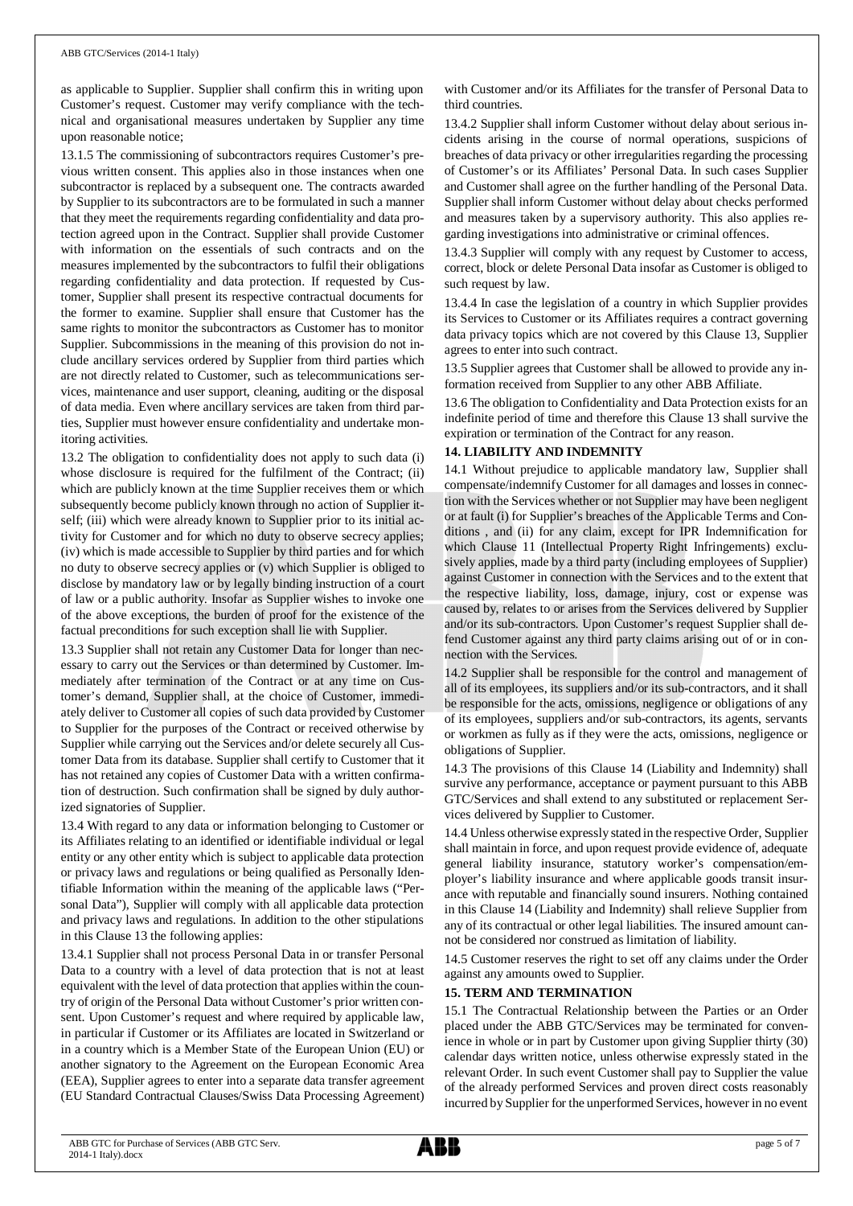as applicable to Supplier. Supplier shall confirm this in writing upon Customer's request. Customer may verify compliance with the technical and organisational measures undertaken by Supplier any time upon reasonable notice;

13.1.5 The commissioning of subcontractors requires Customer's previous written consent. This applies also in those instances when one subcontractor is replaced by a subsequent one. The contracts awarded by Supplier to its subcontractors are to be formulated in such a manner that they meet the requirements regarding confidentiality and data protection agreed upon in the Contract. Supplier shall provide Customer with information on the essentials of such contracts and on the measures implemented by the subcontractors to fulfil their obligations regarding confidentiality and data protection. If requested by Customer, Supplier shall present its respective contractual documents for the former to examine. Supplier shall ensure that Customer has the same rights to monitor the subcontractors as Customer has to monitor Supplier. Subcommissions in the meaning of this provision do not include ancillary services ordered by Supplier from third parties which are not directly related to Customer, such as telecommunications services, maintenance and user support, cleaning, auditing or the disposal of data media. Even where ancillary services are taken from third parties, Supplier must however ensure confidentiality and undertake monitoring activities.

13.2 The obligation to confidentiality does not apply to such data (i) whose disclosure is required for the fulfilment of the Contract; (ii) which are publicly known at the time Supplier receives them or which subsequently become publicly known through no action of Supplier itself; (iii) which were already known to Supplier prior to its initial activity for Customer and for which no duty to observe secrecy applies; (iv) which is made accessible to Supplier by third parties and for which no duty to observe secrecy applies or (v) which Supplier is obliged to disclose by mandatory law or by legally binding instruction of a court of law or a public authority. Insofar as Supplier wishes to invoke one of the above exceptions, the burden of proof for the existence of the factual preconditions for such exception shall lie with Supplier.

13.3 Supplier shall not retain any Customer Data for longer than necessary to carry out the Services or than determined by Customer. Immediately after termination of the Contract or at any time on Customer's demand, Supplier shall, at the choice of Customer, immediately deliver to Customer all copies of such data provided by Customer to Supplier for the purposes of the Contract or received otherwise by Supplier while carrying out the Services and/or delete securely all Customer Data from its database. Supplier shall certify to Customer that it has not retained any copies of Customer Data with a written confirmation of destruction. Such confirmation shall be signed by duly authorized signatories of Supplier.

13.4 With regard to any data or information belonging to Customer or its Affiliates relating to an identified or identifiable individual or legal entity or any other entity which is subject to applicable data protection or privacy laws and regulations or being qualified as Personally Identifiable Information within the meaning of the applicable laws ("Personal Data"), Supplier will comply with all applicable data protection and privacy laws and regulations. In addition to the other stipulations in this Clause 13 the following applies:

13.4.1 Supplier shall not process Personal Data in or transfer Personal Data to a country with a level of data protection that is not at least equivalent with the level of data protection that applies within the country of origin of the Personal Data without Customer's prior written consent. Upon Customer's request and where required by applicable law, in particular if Customer or its Affiliates are located in Switzerland or in a country which is a Member State of the European Union (EU) or another signatory to the Agreement on the European Economic Area (EEA), Supplier agrees to enter into a separate data transfer agreement (EU Standard Contractual Clauses/Swiss Data Processing Agreement) with Customer and/or its Affiliates for the transfer of Personal Data to third countries.

13.4.2 Supplier shall inform Customer without delay about serious incidents arising in the course of normal operations, suspicions of breaches of data privacy or other irregularities regarding the processing of Customer's or its Affiliates' Personal Data. In such cases Supplier and Customer shall agree on the further handling of the Personal Data. Supplier shall inform Customer without delay about checks performed and measures taken by a supervisory authority. This also applies regarding investigations into administrative or criminal offences.

13.4.3 Supplier will comply with any request by Customer to access, correct, block or delete Personal Data insofar as Customer is obliged to such request by law.

13.4.4 In case the legislation of a country in which Supplier provides its Services to Customer or its Affiliates requires a contract governing data privacy topics which are not covered by this Clause 13, Supplier agrees to enter into such contract.

13.5 Supplier agrees that Customer shall be allowed to provide any information received from Supplier to any other ABB Affiliate.

13.6 The obligation to Confidentiality and Data Protection exists for an indefinite period of time and therefore this Clause 13 shall survive the expiration or termination of the Contract for any reason.

## 14. LIABILITY AND INDEMNITY

14.1 Without prejudice to applicable mandatory law, Supplier shall compensate/indemnify Customer for all damages and losses in connection with the Services whether or not Supplier may have been negligent or at fault (i) for Supplier's breaches of the Applicable Terms and Conditions , and (ii) for any claim, except for IPR Indemnification for which Clause 11 (Intellectual Property Right Infringements) exclusively applies, made by a third party (including employees of Supplier) against Customer in connection with the Services and to the extent that the respective liability, loss, damage, injury, cost or expense was caused by, relates to or arises from the Services delivered by Supplier and/or its sub-contractors. Upon Customer's request Supplier shall defend Customer against any third party claims arising out of or in connection with the Services.

14.2 Supplier shall be responsible for the control and management of all of its employees, its suppliers and/or its sub-contractors, and it shall be responsible for the acts, omissions, negligence or obligations of any of its employees, suppliers and/or sub-contractors, its agents, servants or workmen as fully as if they were the acts, omissions, negligence or obligations of Supplier.

14.3 The provisions of this Clause 14 (Liability and Indemnity) shall survive any performance, acceptance or payment pursuant to this ABB GTC/Services and shall extend to any substituted or replacement Services delivered by Supplier to Customer.

14.4 Unless otherwise expressly stated in the respective Order, Supplier shall maintain in force, and upon request provide evidence of, adequate general liability insurance, statutory worker's compensation/employer's liability insurance and where applicable goods transit insurance with reputable and financially sound insurers. Nothing contained in this Clause 14 (Liability and Indemnity) shall relieve Supplier from any of its contractual or other legal liabilities. The insured amount cannot be considered nor construed as limitation of liability.

14.5 Customer reserves the right to set off any claims under the Order against any amounts owed to Supplier.

## 15. TERM AND TERMINATION

15.1 The Contractual Relationship between the Parties or an Order placed under the ABB GTC/Services may be terminated for convenience in whole or in part by Customer upon giving Supplier thirty (30) calendar days written notice, unless otherwise expressly stated in the relevant Order. In such event Customer shall pay to Supplier the value of the already performed Services and proven direct costs reasonably incurred by Supplier for the unperformed Services, however in no event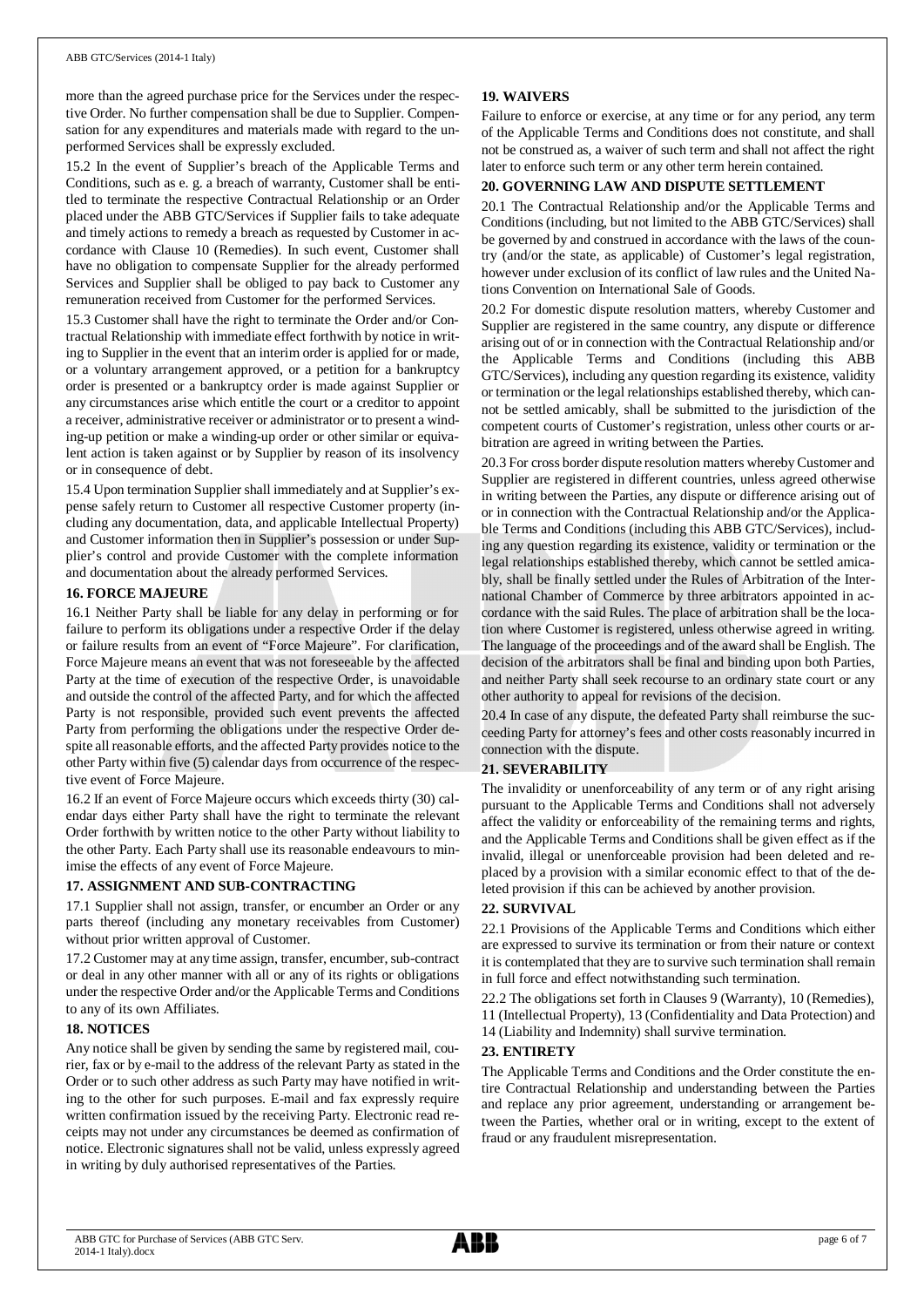more than the agreed purchase price for the Services under the respective Order. No further compensation shall be due to Supplier. Compensation for any expenditures and materials made with regard to the unperformed Services shall be expressly excluded.

15.2 In the event of Supplier's breach of the Applicable Terms and Conditions, such as e. g. a breach of warranty, Customer shall be entitled to terminate the respective Contractual Relationship or an Order placed under the ABB GTC/Services if Supplier fails to take adequate and timely actions to remedy a breach as requested by Customer in accordance with Clause 10 (Remedies). In such event, Customer shall have no obligation to compensate Supplier for the already performed Services and Supplier shall be obliged to pay back to Customer any remuneration received from Customer for the performed Services.

15.3 Customer shall have the right to terminate the Order and/or Contractual Relationship with immediate effect forthwith by notice in writing to Supplier in the event that an interim order is applied for or made, or a voluntary arrangement approved, or a petition for a bankruptcy order is presented or a bankruptcy order is made against Supplier or any circumstances arise which entitle the court or a creditor to appoint a receiver, administrative receiver or administrator or to present a winding-up petition or make a winding-up order or other similar or equivalent action is taken against or by Supplier by reason of its insolvency or in consequence of debt.

15.4 Upon termination Supplier shall immediately and at Supplier's expense safely return to Customer all respective Customer property (including any documentation, data, and applicable Intellectual Property) and Customer information then in Supplier's possession or under Supplier's control and provide Customer with the complete information and documentation about the already performed Services.

## 16. FORCE MAJEURE

16.1 Neither Party shall be liable for any delay in performing or for failure to perform its obligations under a respective Order if the delay or failure results from an event of "Force Majeure". For clarification, Force Majeure means an event that was not foreseeable by the affected Party at the time of execution of the respective Order, is unavoidable and outside the control of the affected Party, and for which the affected Party is not responsible, provided such event prevents the affected Party from performing the obligations under the respective Order despite all reasonable efforts, and the affected Party provides notice to the other Party within five (5) calendar days from occurrence of the respective event of Force Majeure.

16.2 If an event of Force Majeure occurs which exceeds thirty (30) calendar days either Party shall have the right to terminate the relevant Order forthwith by written notice to the other Party without liability to the other Party. Each Party shall use its reasonable endeavours to minimise the effects of any event of Force Majeure.

## 17. ASSIGNMENT AND SUB-CONTRACTING

17.1 Supplier shall not assign, transfer, or encumber an Order or any parts thereof (including any monetary receivables from Customer) without prior written approval of Customer.

17.2 Customer may at any time assign, transfer, encumber, sub-contract or deal in any other manner with all or any of its rights or obligations under the respective Order and/or the Applicable Terms and Conditions to any of its own Affiliates.

## 18. NOTICES

Any notice shall be given by sending the same by registered mail, courier, fax or by e-mail to the address of the relevant Party as stated in the Order or to such other address as such Party may have notified in writing to the other for such purposes. E-mail and fax expressly require written confirmation issued by the receiving Party. Electronic read receipts may not under any circumstances be deemed as confirmation of notice. Electronic signatures shall not be valid, unless expressly agreed in writing by duly authorised representatives of the Parties.

## 19. WAIVERS

Failure to enforce or exercise, at any time or for any period, any term of the Applicable Terms and Conditions does not constitute, and shall not be construed as, a waiver of such term and shall not affect the right later to enforce such term or any other term herein contained.

## 20. GOVERNING LAW AND DISPUTE SETTLEMENT

20.1 The Contractual Relationship and/or the Applicable Terms and Conditions (including, but not limited to the ABB GTC/Services) shall be governed by and construed in accordance with the laws of the country (and/or the state, as applicable) of Customer's legal registration, however under exclusion of its conflict of law rules and the United Nations Convention on International Sale of Goods.

20.2 For domestic dispute resolution matters, whereby Customer and Supplier are registered in the same country, any dispute or difference arising out of or in connection with the Contractual Relationship and/or the Applicable Terms and Conditions (including this ABB GTC/Services), including any question regarding its existence, validity or termination or the legal relationships established thereby, which cannot be settled amicably, shall be submitted to the jurisdiction of the competent courts of Customer's registration, unless other courts or arbitration are agreed in writing between the Parties.

20.3 For cross border dispute resolution matters whereby Customer and Supplier are registered in different countries, unless agreed otherwise in writing between the Parties, any dispute or difference arising out of or in connection with the Contractual Relationship and/or the Applicable Terms and Conditions (including this ABB GTC/Services), including any question regarding its existence, validity or termination or the legal relationships established thereby, which cannot be settled amicably, shall be finally settled under the Rules of Arbitration of the International Chamber of Commerce by three arbitrators appointed in accordance with the said Rules. The place of arbitration shall be the location where Customer is registered, unless otherwise agreed in writing. The language of the proceedings and of the award shall be English. The decision of the arbitrators shall be final and binding upon both Parties, and neither Party shall seek recourse to an ordinary state court or any other authority to appeal for revisions of the decision.

20.4 In case of any dispute, the defeated Party shall reimburse the succeeding Party for attorney's fees and other costs reasonably incurred in connection with the dispute.

## 21. SEVERABILITY

The invalidity or unenforceability of any term or of any right arising pursuant to the Applicable Terms and Conditions shall not adversely affect the validity or enforceability of the remaining terms and rights, and the Applicable Terms and Conditions shall be given effect as if the invalid, illegal or unenforceable provision had been deleted and replaced by a provision with a similar economic effect to that of the deleted provision if this can be achieved by another provision.

## 22. SURVIVAL

22.1 Provisions of the Applicable Terms and Conditions which either are expressed to survive its termination or from their nature or context it is contemplated that they are to survive such termination shall remain in full force and effect notwithstanding such termination.

22.2 The obligations set forth in Clauses 9 (Warranty), 10 (Remedies), 11 (Intellectual Property), 13 (Confidentiality and Data Protection) and 14 (Liability and Indemnity) shall survive termination.

## 23. ENTIRETY

The Applicable Terms and Conditions and the Order constitute the entire Contractual Relationship and understanding between the Parties and replace any prior agreement, understanding or arrangement between the Parties, whether oral or in writing, except to the extent of fraud or any fraudulent misrepresentation.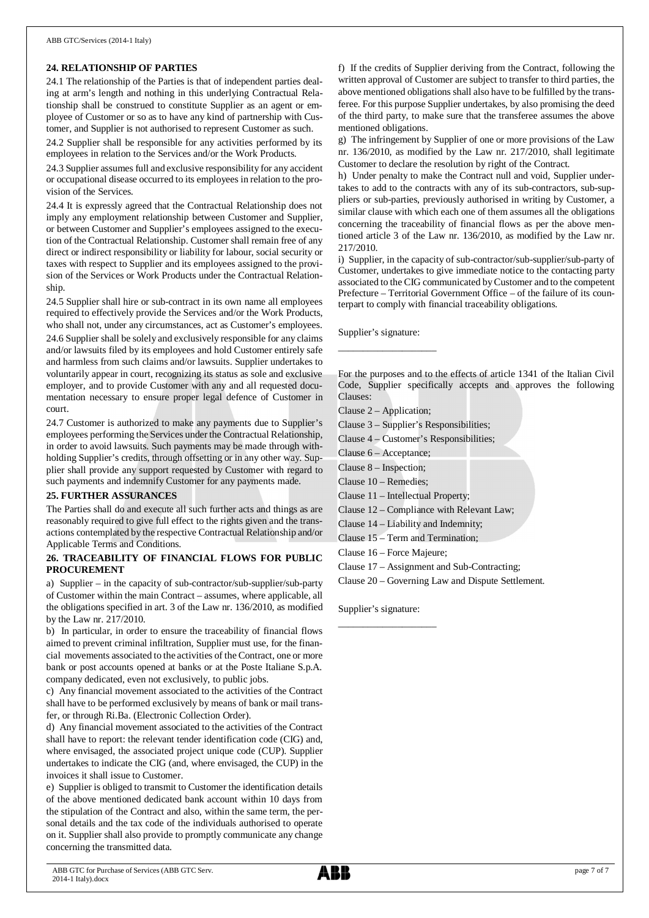## 24. RELATIONSHIP OF PARTIES

24.1 The relationship of the Parties is that of independent parties dealing at arm's length and nothing in this underlying Contractual Relationship shall be construed to constitute Supplier as an agent or employee of Customer or so as to have any kind of partnership with Customer, and Supplier is not authorised to represent Customer as such.

24.2 Supplier shall be responsible for any activities performed by its employees in relation to the Services and/or the Work Products.

24.3 Supplier assumes full and exclusive responsibility for any accident or occupational disease occurred to its employees in relation to the provision of the Services.

24.4 It is expressly agreed that the Contractual Relationship does not imply any employment relationship between Customer and Supplier, or between Customer and Supplier's employees assigned to the execution of the Contractual Relationship. Customer shall remain free of any direct or indirect responsibility or liability for labour, social security or taxes with respect to Supplier and its employees assigned to the provision of the Services or Work Products under the Contractual Relationship.

24.5 Supplier shall hire or sub-contract in its own name all employees required to effectively provide the Services and/or the Work Products, who shall not, under any circumstances, act as Customer's employees.

24.6 Supplier shall be solely and exclusively responsible for any claims and/or lawsuits filed by its employees and hold Customer entirely safe and harmless from such claims and/or lawsuits. Supplier undertakes to voluntarily appear in court, recognizing its status as sole and exclusive employer, and to provide Customer with any and all requested documentation necessary to ensure proper legal defence of Customer in court.

24.7 Customer is authorized to make any payments due to Supplier's employees performing the Services under the Contractual Relationship, in order to avoid lawsuits. Such payments may be made through withholding Supplier's credits, through offsetting or in any other way. Supplier shall provide any support requested by Customer with regard to such payments and indemnify Customer for any payments made.

## 25. FURTHER ASSURANCES

The Parties shall do and execute all such further acts and things as are reasonably required to give full effect to the rights given and the transactions contemplated by the respective Contractual Relationship and/or Applicable Terms and Conditions.

## 26. TRACEABILITY OF FINANCIAL FLOWS FOR PUBLIC PROCUREMENT

a) Supplier – in the capacity of sub-contractor/sub-supplier/sub-party of Customer within the main Contract – assumes, where applicable, all the obligations specified in art. 3 of the Law nr. 136/2010, as modified by the Law nr. 217/2010.

b) In particular, in order to ensure the traceability of financial flows aimed to prevent criminal infiltration, Supplier must use, for the financial movements associated to the activities of the Contract, one or more bank or post accounts opened at banks or at the Poste Italiane S.p.A. company dedicated, even not exclusively, to public jobs.

c) Any financial movement associated to the activities of the Contract shall have to be performed exclusively by means of bank or mail transfer, or through Ri.Ba. (Electronic Collection Order).

d) Any financial movement associated to the activities of the Contract shall have to report: the relevant tender identification code (CIG) and, where envisaged, the associated project unique code (CUP). Supplier undertakes to indicate the CIG (and, where envisaged, the CUP) in the invoices it shall issue to Customer.

e) Supplier is obliged to transmit to Customer the identification details of the above mentioned dedicated bank account within 10 days from the stipulation of the Contract and also, within the same term, the personal details and the tax code of the individuals authorised to operate on it. Supplier shall also provide to promptly communicate any change concerning the transmitted data.

f) If the credits of Supplier deriving from the Contract, following the written approval of Customer are subject to transfer to third parties, the above mentioned obligations shall also have to be fulfilled by the transferee. For this purpose Supplier undertakes, by also promising the deed of the third party, to make sure that the transferee assumes the above mentioned obligations.

g) The infringement by Supplier of one or more provisions of the Law nr. 136/2010, as modified by the Law nr. 217/2010, shall legitimate Customer to declare the resolution by right of the Contract.

h) Under penalty to make the Contract null and void, Supplier undertakes to add to the contracts with any of its sub-contractors, sub-suppliers or sub-parties, previously authorised in writing by Customer, a similar clause with which each one of them assumes all the obligations concerning the traceability of financial flows as per the above mentioned article 3 of the Law nr. 136/2010, as modified by the Law nr. 217/2010.

i) Supplier, in the capacity of sub-contractor/sub-supplier/sub-party of Customer, undertakes to give immediate notice to the contacting party associated to the CIG communicated by Customer and to the competent Prefecture – Territorial Government Office – of the failure of its counterpart to comply with financial traceability obligations.

Supplier's signature:

\_\_\_\_\_\_\_\_\_\_\_\_\_\_\_\_\_\_\_

For the purposes and to the effects of article 1341 of the Italian Civil Code, Supplier specifically accepts and approves the following Clauses:

Clause 2 – Application;

Clause 3 – Supplier's Responsibilities;

Clause 4 – Customer's Responsibilities;

Clause 6 – Acceptance;

Clause 8 – Inspection;

Clause 10 – Remedies;

Clause 11 – Intellectual Property;

Clause 12 – Compliance with Relevant Law;

Clause 14 – Liability and Indemnity;

Clause 15 – Term and Termination;

Clause 16 – Force Majeure;

Clause 17 – Assignment and Sub-Contracting;

Clause 20 – Governing Law and Dispute Settlement.

Supplier's signature:

\_\_\_\_\_\_\_\_\_\_\_\_\_\_\_\_\_\_\_